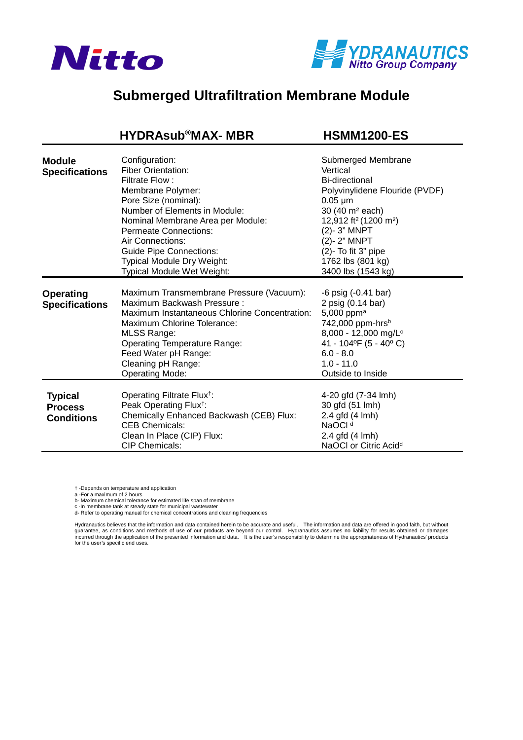Nitto

HYDRANAUTICS
Nitto Group Company

# Submerged Ultrafiltration Membrane Module

| | HYDRAsub®MAX- MBR | HSMM1200-ES |
|---|---|---|
| **Module Specifications** | Configuration: | Submerged Membrane |
| | Fiber Orientation: | Vertical |
| | Filtrate Flow : | Bi-directional |
| | Membrane Polymer: | Polyvinylidene Flouride (PVDF) |
| | Pore Size (nominal): | 0.05 µm |
| | Number of Elements in Module: | 30 (40 $m^2$ each) |
| | Nominal Membrane Area per Module: | 12,912 $ft^2$ (1200 $m^2$) |
| | Permeate Connections: | (2)- 3" MNPT |
| | Air Connections: | (2)- 2" MNPT |
| | Guide Pipe Connections: | (2)- To fit 3" pipe |
| | Typical Module Dry Weight: | 1762 lbs (801 kg) |
| | Typical Module Wet Weight: | 3400 lbs (1543 kg) |
| **Operating Specifications** | Maximum Transmembrane Pressure (Vacuum): | -6 psig (-0.41 bar) |
| | Maximum Backwash Pressure : | 2 psig (0.14 bar) |
| | Maximum Instantaneous Chlorine Concentration: | 5,000 ppm[a] |
| | Maximum Chlorine Tolerance: | 742,000 ppm-hrs[b] |
| | MLSS Range: | 8,000 - 12,000 mg/L[c] |
| | Operating Temperature Range: | 41 - 104ºF (5 - 40º C) |
| | Feed Water pH Range: | 6.0 - 8.0 |
| | Cleaning pH Range: | 1.0 - 11.0 |
| | Operating Mode: | Outside to Inside |
| **Typical Process Conditions** | Operating Filtrate Flux[†]: | 4-20 gfd (7-34 lmh) |
| | Peak Operating Flux[†]: | 30 gfd (51 lmh) |
| | Chemically Enhanced Backwash (CEB) Flux: | 2.4 gfd (4 lmh) |
| | CEB Chemicals: | NaOCl [d] |
| | Clean In Place (CIP) Flux: | 2.4 gfd (4 lmh) |
| | CIP Chemicals: | NaOCl or Citric Acid[d] |

† -Depends on temperature and application
a -For a maximum of 2 hours
b- Maximum chemical tolerance for estimated life span of membrane
c -In membrane tank at steady state for municipal wastewater
d- Refer to operating manual for chemical concentrations and cleaning frequencies

Hydranautics believes that the information and data contained herein to be accurate and useful. The information and data are offered in good faith, but without guarantee, as conditions and methods of use of our products are beyond our control. Hydranautics assumes no liability for results obtained or damages incurred through the application of the presented information and data. It is the user's responsibility to determine the appropriateness of Hydranautics' products for the user's specific end uses.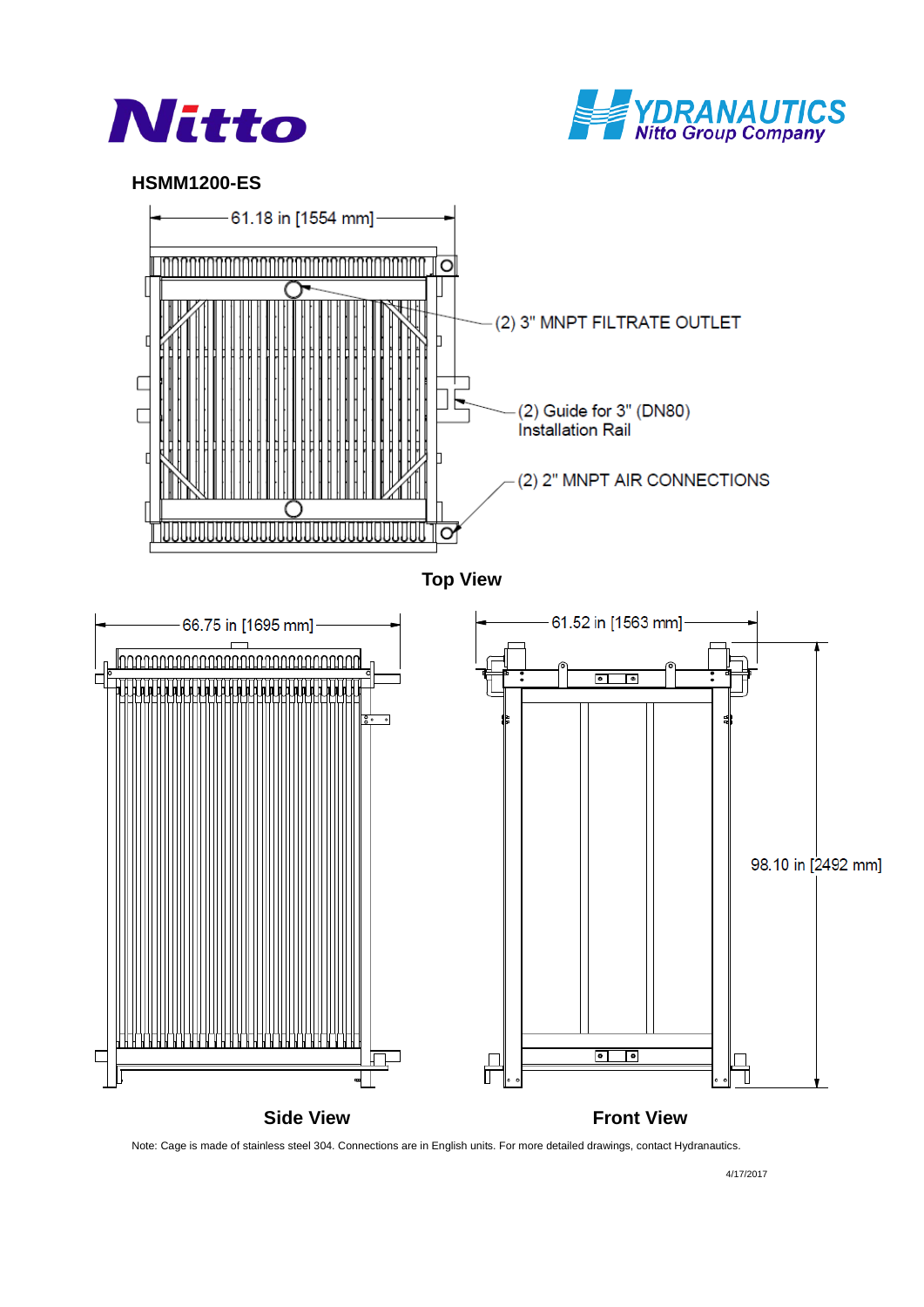Nitto

HYDRANAUTICS
Nitto Group Company

## HSMM1200-ES

61.18 in [1554 mm]

(2) 3" MNPT FILTRATE OUTLET

(2) Guide for 3" (DN80) Installation Rail

(2) 2" MNPT AIR CONNECTIONS

**Top View**

66.75 in [1695 mm]

61.52 in [1563 mm]

98.10 in [2492 mm]

**Side View**

**Front View**

Note: Cage is made of stainless steel 304. Connections are in English units. For more detailed drawings, contact Hydranautics.

4/17/2017